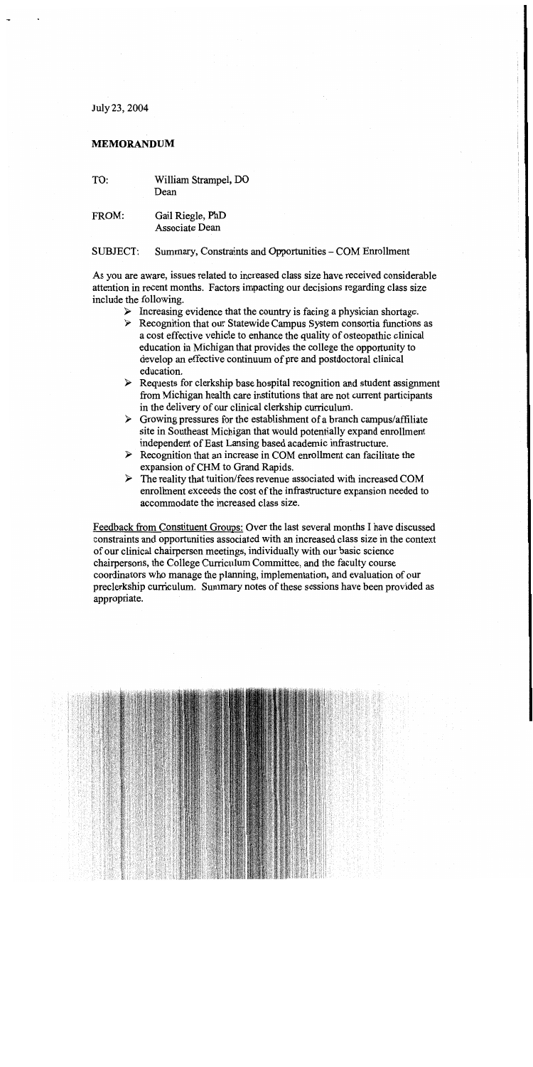July 23, 2004

**MEMORANDUM**

TO: William Strampel, DO
Dean

FROM: Gail Riegle, PhD
Associate Dean

SUBJECT: Summary, Constraints and Opportunities – COM Enrollment

As you are aware, issues related to increased class size have received considerable attention in recent months. Factors impacting our decisions regarding class size include the following.

- Increasing evidence that the country is facing a physician shortage.
- Recognition that our Statewide Campus System consortia functions as a cost effective vehicle to enhance the quality of osteopathic clinical education in Michigan that provides the college the opportunity to develop an effective continuum of pre and postdoctoral clinical education.
- Requests for clerkship base hospital recognition and student assignment from Michigan health care institutions that are not current participants in the delivery of our clinical clerkship curriculum.
- Growing pressures for the establishment of a branch campus/affiliate site in Southeast Michigan that would potentially expand enrollment independent of East Lansing based academic infrastructure.
- Recognition that an increase in COM enrollment can facilitate the expansion of CHM to Grand Rapids.
- The reality that tuition/fees revenue associated with increased COM enrollment exceeds the cost of the infrastructure expansion needed to accommodate the increased class size.

<u>Feedback from Constituent Groups:</u> Over the last several months I have discussed constraints and opportunities associated with an increased class size in the context of our clinical chairperson meetings, individually with our basic science chairpersons, the College Curriculum Committee, and the faculty course coordinators who manage the planning, implementation, and evaluation of our preclerkship curriculum. Summary notes of these sessions have been provided as appropriate.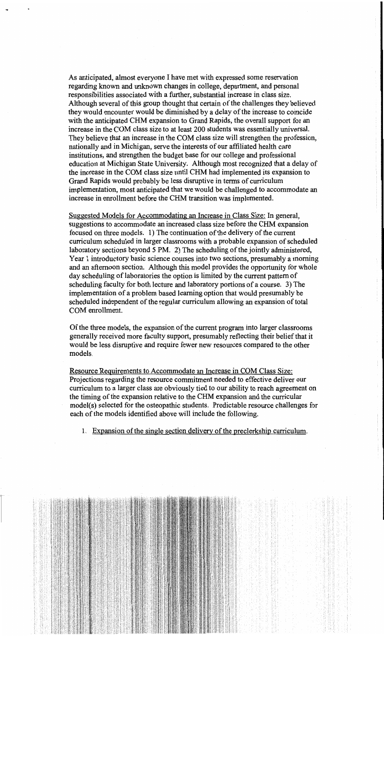As anticipated, almost everyone I have met with expressed some reservation regarding known and unknown changes in college, department, and personal responsibilities associated with a further, substantial increase in class size. Although several of this group thought that certain of the challenges they believed they would encounter would be diminished by a delay of the increase to coincide with the anticipated CHM expansion to Grand Rapids, the overall support for an increase in the COM class size to at least 200 students was essentially universal. They believe that an increase in the COM class size will strengthen the profession, nationally and in Michigan, serve the interests of our affiliated health care institutions, and strengthen the budget base for our college and professional education at Michigan State University. Although most recognized that a delay of the increase in the COM class size until CHM had implemented its expansion to Grand Rapids would probably be less disruptive in terms of curriculum implementation, most anticipated that we would be challenged to accommodate an increase in enrollment before the CHM transition was implemented.

Suggested Models for Accommodating an Increase in Class Size: In general, suggestions to accommodate an increased class size before the CHM expansion focused on three models. 1) The continuation of the delivery of the current curriculum scheduled in larger classrooms with a probable expansion of scheduled laboratory sections beyond 5 PM. 2) The scheduling of the jointly administered, Year 1 introductory basic science courses into two sections, presumably a morning and an afternoon section. Although this model provides the opportunity for whole day scheduling of laboratories the option is limited by the current pattern of scheduling faculty for both lecture and laboratory portions of a course. 3) The implementation of a problem based learning option that would presumably be scheduled independent of the regular curriculum allowing an expansion of total COM enrollment.

Of the three models, the expansion of the current program into larger classrooms generally received more faculty support, presumably reflecting their belief that it would be less disruptive and require fewer new resources compared to the other models.

Resource Requirements to Accommodate an Increase in COM Class Size: Projections regarding the resource commitment needed to effective deliver our curriculum to a larger class are obviously tied to our ability to reach agreement on the timing of the expansion relative to the CHM expansion and the curricular model(s) selected for the osteopathic students. Predictable resource challenges for each of the models identified above will include the following.

1. Expansion of the single section delivery of the preclerkship curriculum.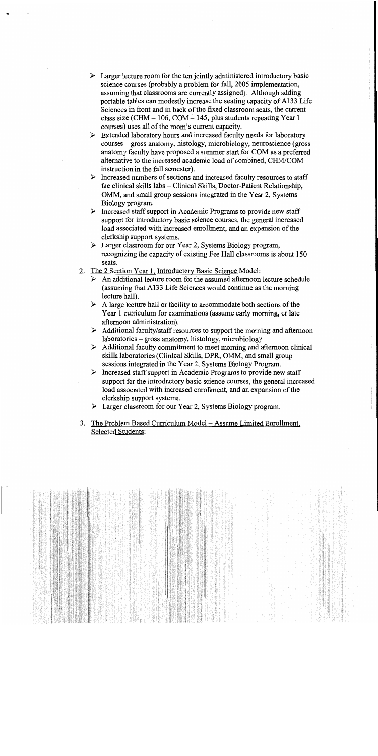- Larger lecture room for the ten jointly administered introductory basic science courses (probably a problem for fall, 2005 implementation, assuming that classrooms are currently assigned). Although adding portable tables can modestly increase the seating capacity of A133 Life Sciences in front and in back of the fixed classroom seats, the current class size (CHM – 106, COM – 145, plus students repeating Year 1 courses) uses all of the room's current capacity.
- Extended laboratory hours and increased faculty needs for laboratory courses – gross anatomy, histology, microbiology, neuroscience (gross anatomy faculty have proposed a summer start for COM as a preferred alternative to the increased academic load of combined, CHM/COM instruction in the fall semester).
- Increased numbers of sections and increased faculty resources to staff the clinical skills labs – Clinical Skills, Doctor-Patient Relationship, OMM, and small group sessions integrated in the Year 2, Systems Biology program.
- Increased staff support in Academic Programs to provide new staff support for introductory basic science courses, the general increased load associated with increased enrollment, and an expansion of the clerkship support systems.
- Larger classroom for our Year 2, Systems Biology program, recognizing the capacity of existing Fee Hall classrooms is about 150 seats.

2. <u>The 2 Section Year 1, Introductory Basic Science Model</u>:
   - An additional lecture room for the assumed afternoon lecture schedule (assuming that A133 Life Sciences would continue as the morning lecture hall).
   - A large lecture hall or facility to accommodate both sections of the Year 1 curriculum for examinations (assume early morning, or late afternoon administration).
   - Additional faculty/staff resources to support the morning and afternoon laboratories – gross anatomy, histology, microbiology
   - Additional faculty commitment to meet morning and afternoon clinical skills laboratories (Clinical Skills, DPR, OMM, and small group sessions integrated in the Year 2, Systems Biology Program.
   - Increased staff support in Academic Programs to provide new staff support for the introductory basic science courses, the general increased load associated with increased enrollment, and an expansion of the clerkship support systems.
   - Larger classroom for our Year 2, Systems Biology program.

3. <u>The Problem Based Curriculum Model – Assume Limited Enrollment, Selected Students</u>: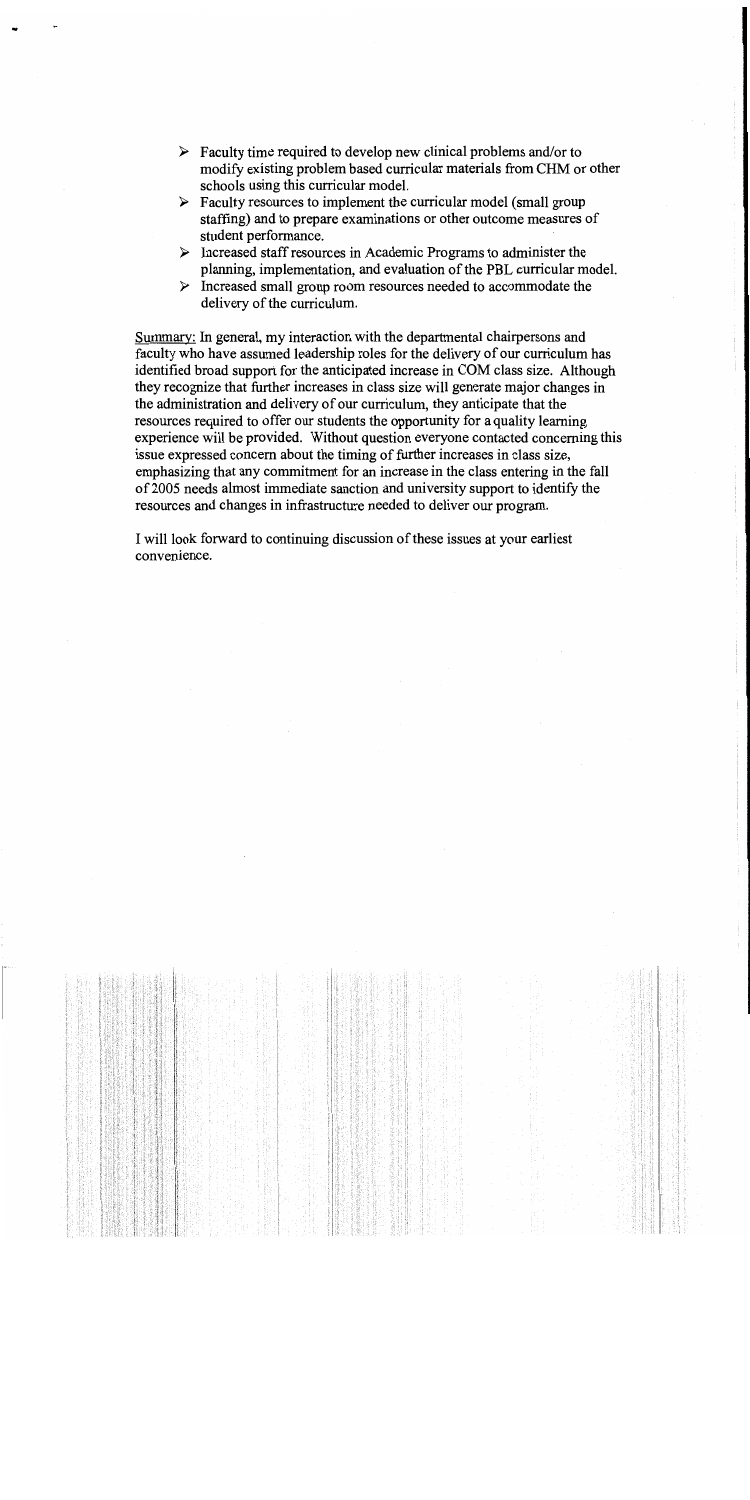- Faculty time required to develop new clinical problems and/or to modify existing problem based curricular materials from CHM or other schools using this curricular model.
- Faculty resources to implement the curricular model (small group staffing) and to prepare examinations or other outcome measures of student performance.
- Increased staff resources in Academic Programs to administer the planning, implementation, and evaluation of the PBL curricular model.
- Increased small group room resources needed to accommodate the delivery of the curriculum.

Summary: In general, my interaction with the departmental chairpersons and faculty who have assumed leadership roles for the delivery of our curriculum has identified broad support for the anticipated increase in COM class size. Although they recognize that further increases in class size will generate major changes in the administration and delivery of our curriculum, they anticipate that the resources required to offer our students the opportunity for a quality learning experience will be provided. Without question everyone contacted concerning this issue expressed concern about the timing of further increases in class size, emphasizing that any commitment for an increase in the class entering in the fall of 2005 needs almost immediate sanction and university support to identify the resources and changes in infrastructure needed to deliver our program.

I will look forward to continuing discussion of these issues at your earliest convenience.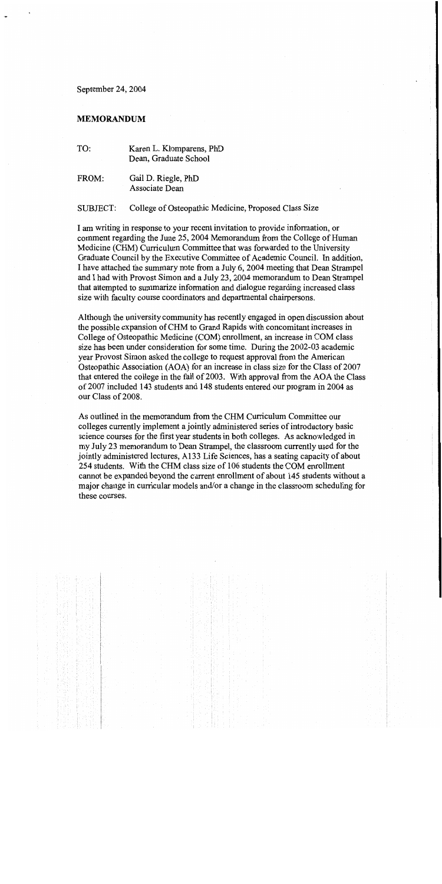September 24, 2004

**MEMORANDUM**

TO: Karen L. Klomparens, PhD
Dean, Graduate School

FROM: Gail D. Riegle, PhD
Associate Dean

SUBJECT: College of Osteopathic Medicine, Proposed Class Size

I am writing in response to your recent invitation to provide information, or comment regarding the June 25, 2004 Memorandum from the College of Human Medicine (CHM) Curriculum Committee that was forwarded to the University Graduate Council by the Executive Committee of Academic Council. In addition, I have attached the summary note from a July 6, 2004 meeting that Dean Strampel and I had with Provost Simon and a July 23, 2004 memorandum to Dean Strampel that attempted to summarize information and dialogue regarding increased class size with faculty course coordinators and departmental chairpersons.

Although the university community has recently engaged in open discussion about the possible expansion of CHM to Grand Rapids with concomitant increases in College of Osteopathic Medicine (COM) enrollment, an increase in COM class size has been under consideration for some time. During the 2002-03 academic year Provost Simon asked the college to request approval from the American Osteopathic Association (AOA) for an increase in class size for the Class of 2007 that entered the college in the fall of 2003. With approval from the AOA the Class of 2007 included 143 students and 148 students entered our program in 2004 as our Class of 2008.

As outlined in the memorandum from the CHM Curriculum Committee our colleges currently implement a jointly administered series of introductory basic science courses for the first year students in both colleges. As acknowledged in my July 23 memorandum to Dean Strampel, the classroom currently used for the jointly administered lectures, A133 Life Sciences, has a seating capacity of about 254 students. With the CHM class size of 106 students the COM enrollment cannot be expanded beyond the current enrollment of about 145 students without a major change in curricular models and/or a change in the classroom scheduling for these courses.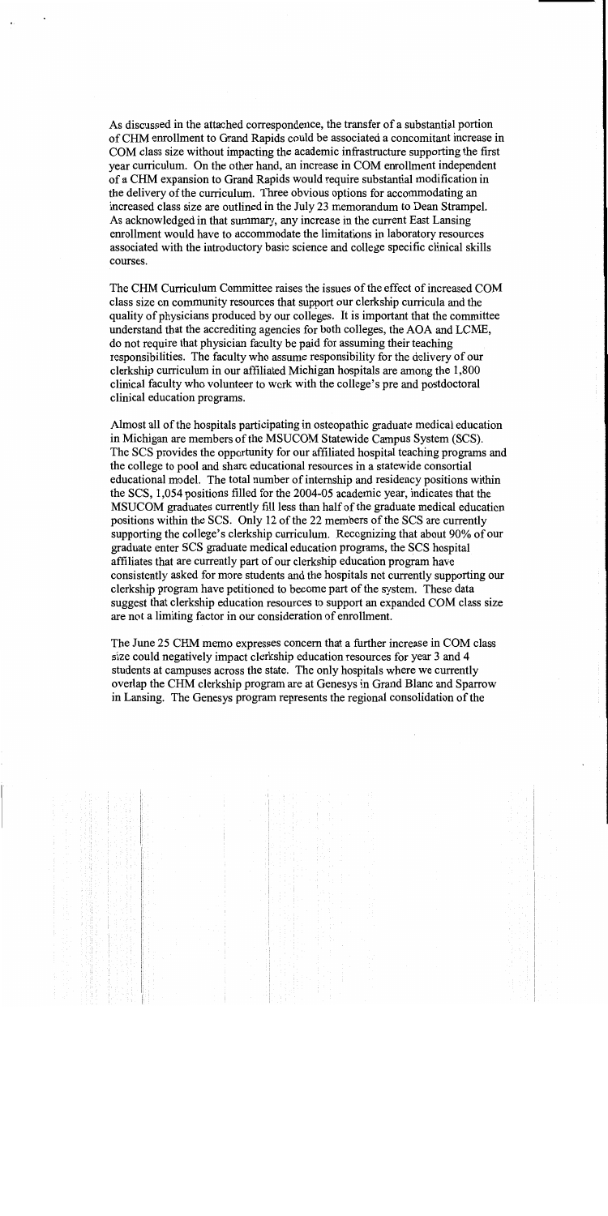As discussed in the attached correspondence, the transfer of a substantial portion of CHM enrollment to Grand Rapids could be associated a concomitant increase in COM class size without impacting the academic infrastructure supporting the first year curriculum. On the other hand, an increase in COM enrollment independent of a CHM expansion to Grand Rapids would require substantial modification in the delivery of the curriculum. Three obvious options for accommodating an increased class size are outlined in the July 23 memorandum to Dean Strampel. As acknowledged in that summary, any increase in the current East Lansing enrollment would have to accommodate the limitations in laboratory resources associated with the introductory basic science and college specific clinical skills courses.

The CHM Curriculum Committee raises the issues of the effect of increased COM class size on community resources that support our clerkship curricula and the quality of physicians produced by our colleges. It is important that the committee understand that the accrediting agencies for both colleges, the AOA and LCME, do not require that physician faculty be paid for assuming their teaching responsibilities. The faculty who assume responsibility for the delivery of our clerkship curriculum in our affiliated Michigan hospitals are among the 1,800 clinical faculty who volunteer to work with the college's pre and postdoctoral clinical education programs.

Almost all of the hospitals participating in osteopathic graduate medical education in Michigan are members of the MSUCOM Statewide Campus System (SCS). The SCS provides the opportunity for our affiliated hospital teaching programs and the college to pool and share educational resources in a statewide consortial educational model. The total number of internship and residency positions within the SCS, 1,054 positions filled for the 2004-05 academic year, indicates that the MSUCOM graduates currently fill less than half of the graduate medical education positions within the SCS. Only 12 of the 22 members of the SCS are currently supporting the college's clerkship curriculum. Recognizing that about 90% of our graduate enter SCS graduate medical education programs, the SCS hospital affiliates that are currently part of our clerkship education program have consistently asked for more students and the hospitals not currently supporting our clerkship program have petitioned to become part of the system. These data suggest that clerkship education resources to support an expanded COM class size are not a limiting factor in our consideration of enrollment.

The June 25 CHM memo expresses concern that a further increase in COM class size could negatively impact clerkship education resources for year 3 and 4 students at campuses across the state. The only hospitals where we currently overlap the CHM clerkship program are at Genesys in Grand Blanc and Sparrow in Lansing. The Genesys program represents the regional consolidation of the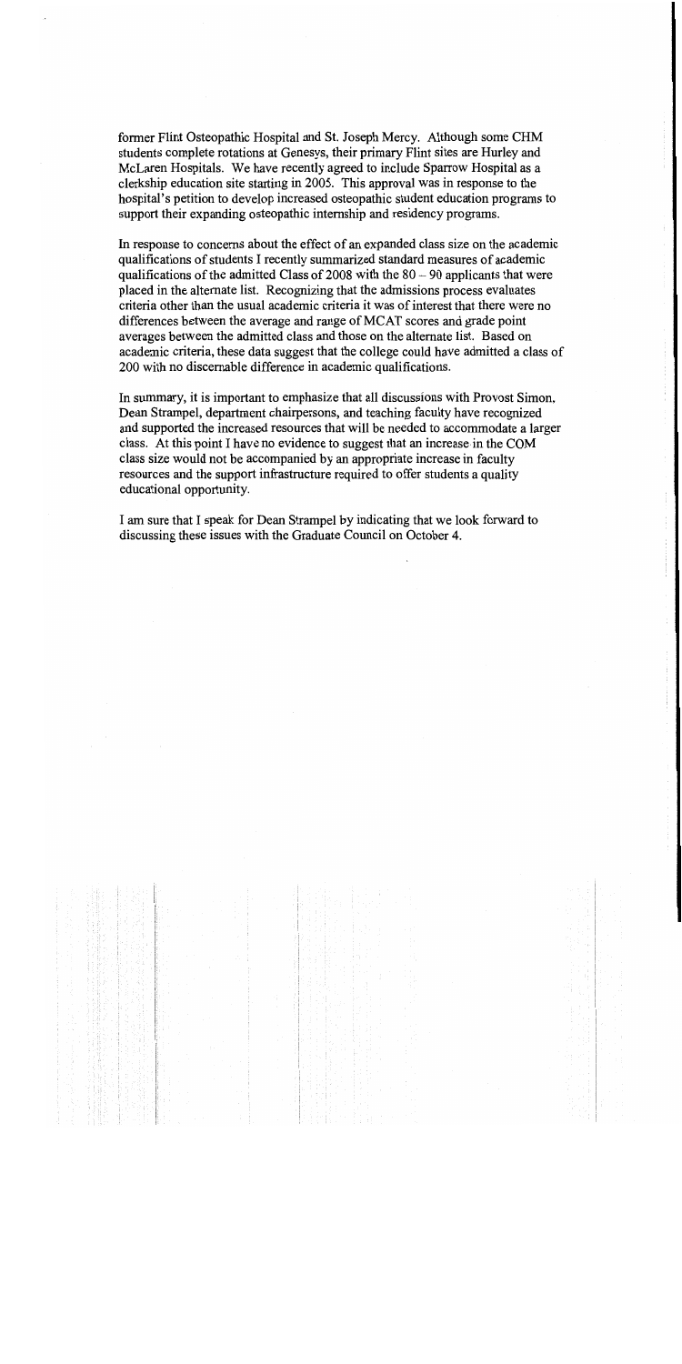former Flint Osteopathic Hospital and St. Joseph Mercy. Although some CHM students complete rotations at Genesys, their primary Flint sites are Hurley and McLaren Hospitals. We have recently agreed to include Sparrow Hospital as a clerkship education site starting in 2005. This approval was in response to the hospital's petition to develop increased osteopathic student education programs to support their expanding osteopathic internship and residency programs.

In response to concerns about the effect of an expanded class size on the academic qualifications of students I recently summarized standard measures of academic qualifications of the admitted Class of 2008 with the 80 – 90 applicants that were placed in the alternate list. Recognizing that the admissions process evaluates criteria other than the usual academic criteria it was of interest that there were no differences between the average and range of MCAT scores and grade point averages between the admitted class and those on the alternate list. Based on academic criteria, these data suggest that the college could have admitted a class of 200 with no discernable difference in academic qualifications.

In summary, it is important to emphasize that all discussions with Provost Simon, Dean Strampel, department chairpersons, and teaching faculty have recognized and supported the increased resources that will be needed to accommodate a larger class. At this point I have no evidence to suggest that an increase in the COM class size would not be accompanied by an appropriate increase in faculty resources and the support infrastructure required to offer students a quality educational opportunity.

I am sure that I speak for Dean Strampel by indicating that we look forward to discussing these issues with the Graduate Council on October 4.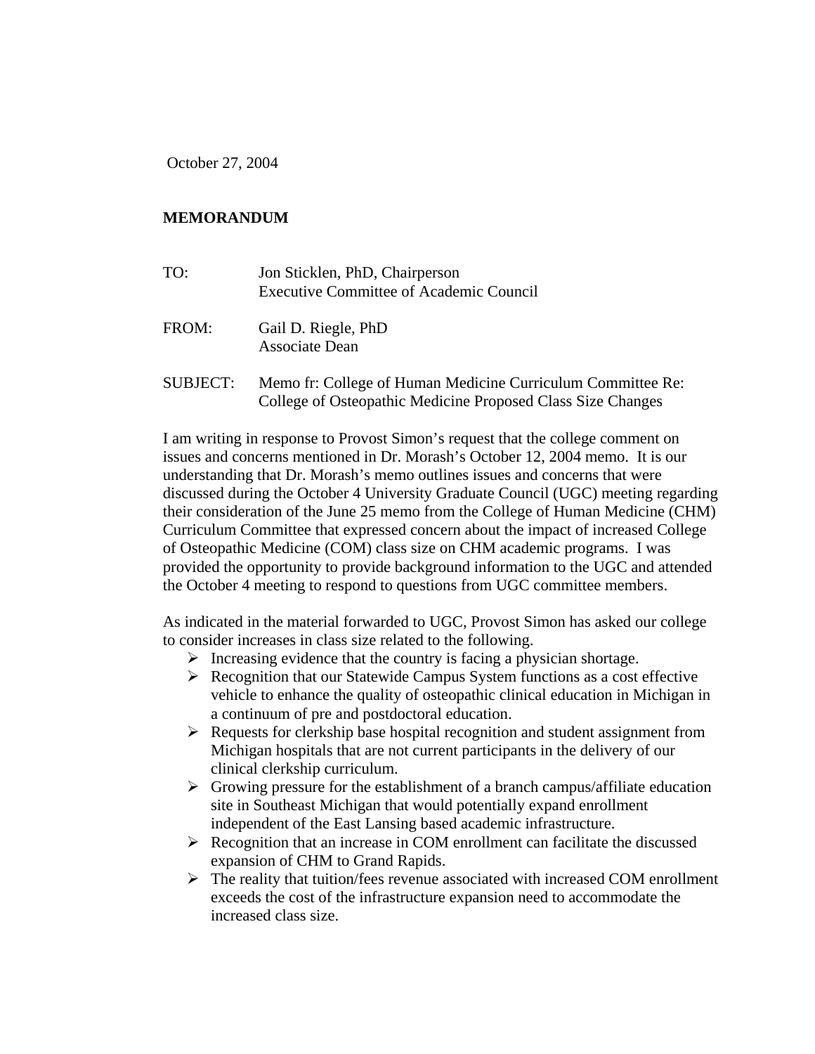October 27, 2004

**MEMORANDUM**

TO: Jon Sticklen, PhD, Chairperson
Executive Committee of Academic Council

FROM: Gail D. Riegle, PhD
Associate Dean

SUBJECT: Memo fr: College of Human Medicine Curriculum Committee Re: College of Osteopathic Medicine Proposed Class Size Changes

I am writing in response to Provost Simon's request that the college comment on issues and concerns mentioned in Dr. Morash's October 12, 2004 memo. It is our understanding that Dr. Morash's memo outlines issues and concerns that were discussed during the October 4 University Graduate Council (UGC) meeting regarding their consideration of the June 25 memo from the College of Human Medicine (CHM) Curriculum Committee that expressed concern about the impact of increased College of Osteopathic Medicine (COM) class size on CHM academic programs. I was provided the opportunity to provide background information to the UGC and attended the October 4 meeting to respond to questions from UGC committee members.

As indicated in the material forwarded to UGC, Provost Simon has asked our college to consider increases in class size related to the following.

- Increasing evidence that the country is facing a physician shortage.
- Recognition that our Statewide Campus System functions as a cost effective vehicle to enhance the quality of osteopathic clinical education in Michigan in a continuum of pre and postdoctoral education.
- Requests for clerkship base hospital recognition and student assignment from Michigan hospitals that are not current participants in the delivery of our clinical clerkship curriculum.
- Growing pressure for the establishment of a branch campus/affiliate education site in Southeast Michigan that would potentially expand enrollment independent of the East Lansing based academic infrastructure.
- Recognition that an increase in COM enrollment can facilitate the discussed expansion of CHM to Grand Rapids.
- The reality that tuition/fees revenue associated with increased COM enrollment exceeds the cost of the infrastructure expansion need to accommodate the increased class size.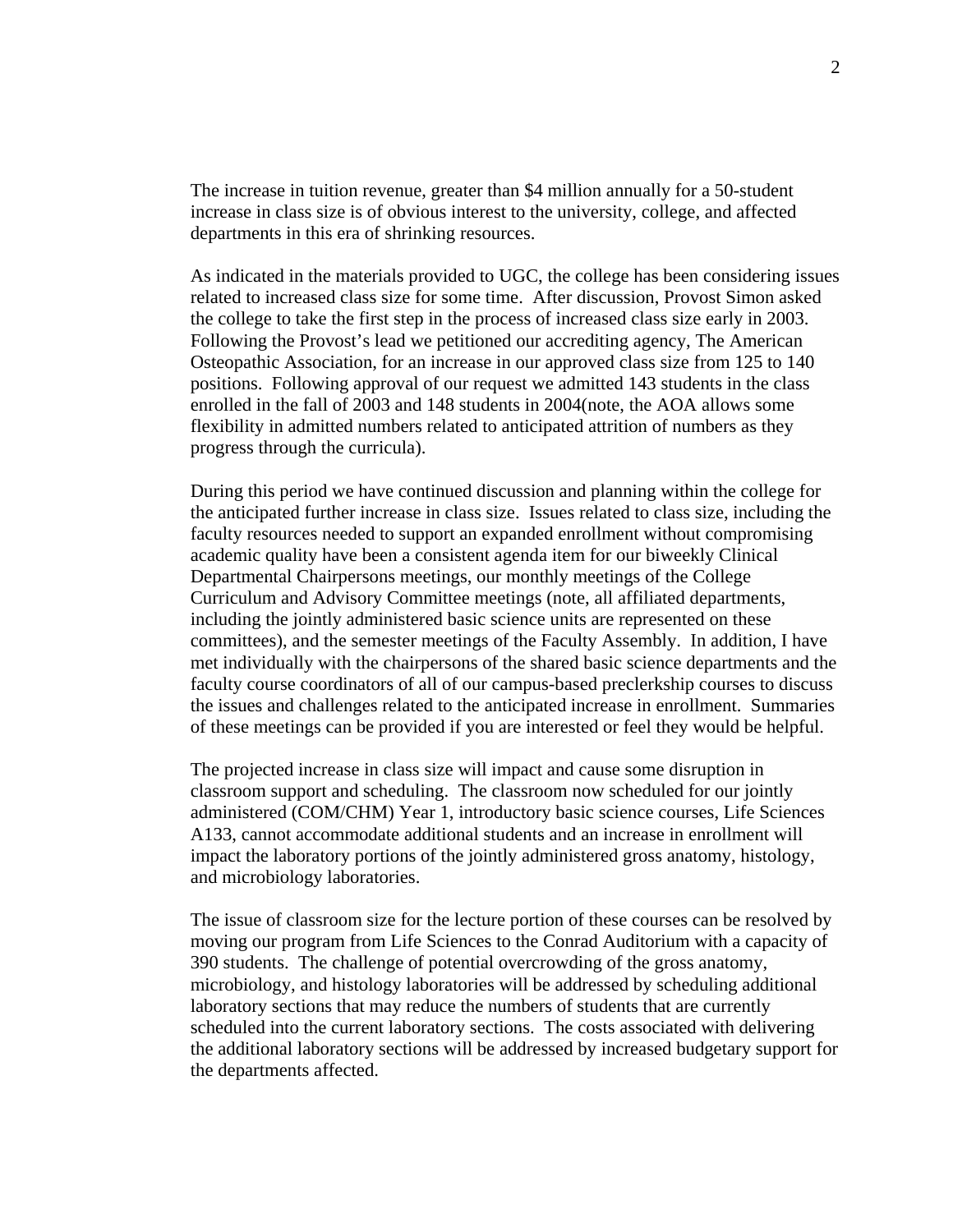The increase in tuition revenue, greater than $4 million annually for a 50-student increase in class size is of obvious interest to the university, college, and affected departments in this era of shrinking resources.

As indicated in the materials provided to UGC, the college has been considering issues related to increased class size for some time. After discussion, Provost Simon asked the college to take the first step in the process of increased class size early in 2003. Following the Provost's lead we petitioned our accrediting agency, The American Osteopathic Association, for an increase in our approved class size from 125 to 140 positions. Following approval of our request we admitted 143 students in the class enrolled in the fall of 2003 and 148 students in 2004(note, the AOA allows some flexibility in admitted numbers related to anticipated attrition of numbers as they progress through the curricula).

During this period we have continued discussion and planning within the college for the anticipated further increase in class size. Issues related to class size, including the faculty resources needed to support an expanded enrollment without compromising academic quality have been a consistent agenda item for our biweekly Clinical Departmental Chairpersons meetings, our monthly meetings of the College Curriculum and Advisory Committee meetings (note, all affiliated departments, including the jointly administered basic science units are represented on these committees), and the semester meetings of the Faculty Assembly. In addition, I have met individually with the chairpersons of the shared basic science departments and the faculty course coordinators of all of our campus-based preclerkship courses to discuss the issues and challenges related to the anticipated increase in enrollment. Summaries of these meetings can be provided if you are interested or feel they would be helpful.

The projected increase in class size will impact and cause some disruption in classroom support and scheduling. The classroom now scheduled for our jointly administered (COM/CHM) Year 1, introductory basic science courses, Life Sciences A133, cannot accommodate additional students and an increase in enrollment will impact the laboratory portions of the jointly administered gross anatomy, histology, and microbiology laboratories.

The issue of classroom size for the lecture portion of these courses can be resolved by moving our program from Life Sciences to the Conrad Auditorium with a capacity of 390 students. The challenge of potential overcrowding of the gross anatomy, microbiology, and histology laboratories will be addressed by scheduling additional laboratory sections that may reduce the numbers of students that are currently scheduled into the current laboratory sections. The costs associated with delivering the additional laboratory sections will be addressed by increased budgetary support for the departments affected.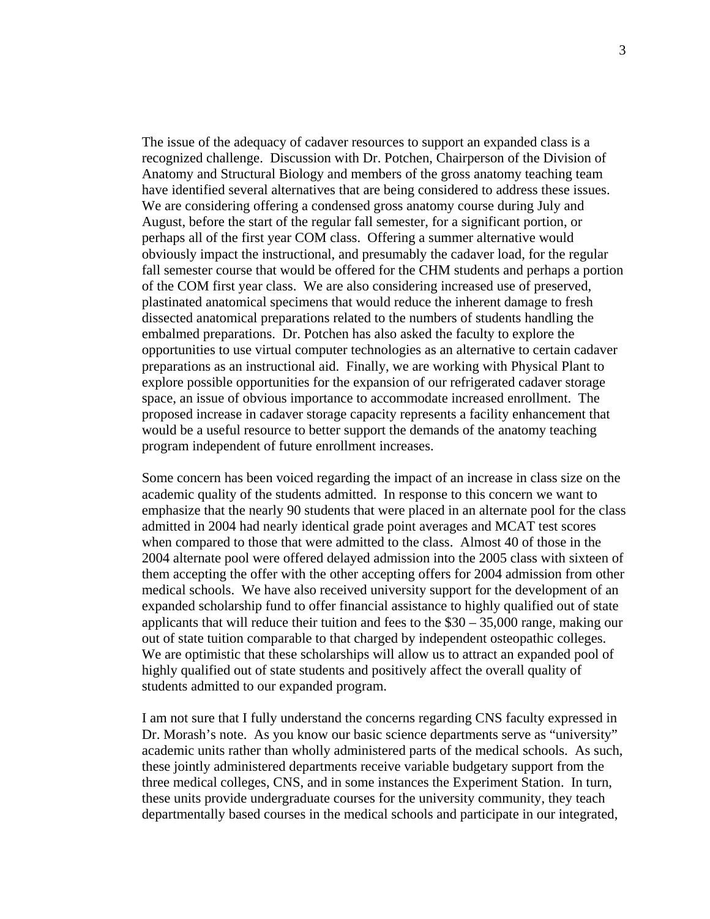The issue of the adequacy of cadaver resources to support an expanded class is a recognized challenge. Discussion with Dr. Potchen, Chairperson of the Division of Anatomy and Structural Biology and members of the gross anatomy teaching team have identified several alternatives that are being considered to address these issues. We are considering offering a condensed gross anatomy course during July and August, before the start of the regular fall semester, for a significant portion, or perhaps all of the first year COM class. Offering a summer alternative would obviously impact the instructional, and presumably the cadaver load, for the regular fall semester course that would be offered for the CHM students and perhaps a portion of the COM first year class. We are also considering increased use of preserved, plastinated anatomical specimens that would reduce the inherent damage to fresh dissected anatomical preparations related to the numbers of students handling the embalmed preparations. Dr. Potchen has also asked the faculty to explore the opportunities to use virtual computer technologies as an alternative to certain cadaver preparations as an instructional aid. Finally, we are working with Physical Plant to explore possible opportunities for the expansion of our refrigerated cadaver storage space, an issue of obvious importance to accommodate increased enrollment. The proposed increase in cadaver storage capacity represents a facility enhancement that would be a useful resource to better support the demands of the anatomy teaching program independent of future enrollment increases.

Some concern has been voiced regarding the impact of an increase in class size on the academic quality of the students admitted. In response to this concern we want to emphasize that the nearly 90 students that were placed in an alternate pool for the class admitted in 2004 had nearly identical grade point averages and MCAT test scores when compared to those that were admitted to the class. Almost 40 of those in the 2004 alternate pool were offered delayed admission into the 2005 class with sixteen of them accepting the offer with the other accepting offers for 2004 admission from other medical schools. We have also received university support for the development of an expanded scholarship fund to offer financial assistance to highly qualified out of state applicants that will reduce their tuition and fees to the $30 – 35,000 range, making our out of state tuition comparable to that charged by independent osteopathic colleges. We are optimistic that these scholarships will allow us to attract an expanded pool of highly qualified out of state students and positively affect the overall quality of students admitted to our expanded program.

I am not sure that I fully understand the concerns regarding CNS faculty expressed in Dr. Morash's note. As you know our basic science departments serve as "university" academic units rather than wholly administered parts of the medical schools. As such, these jointly administered departments receive variable budgetary support from the three medical colleges, CNS, and in some instances the Experiment Station. In turn, these units provide undergraduate courses for the university community, they teach departmentally based courses in the medical schools and participate in our integrated,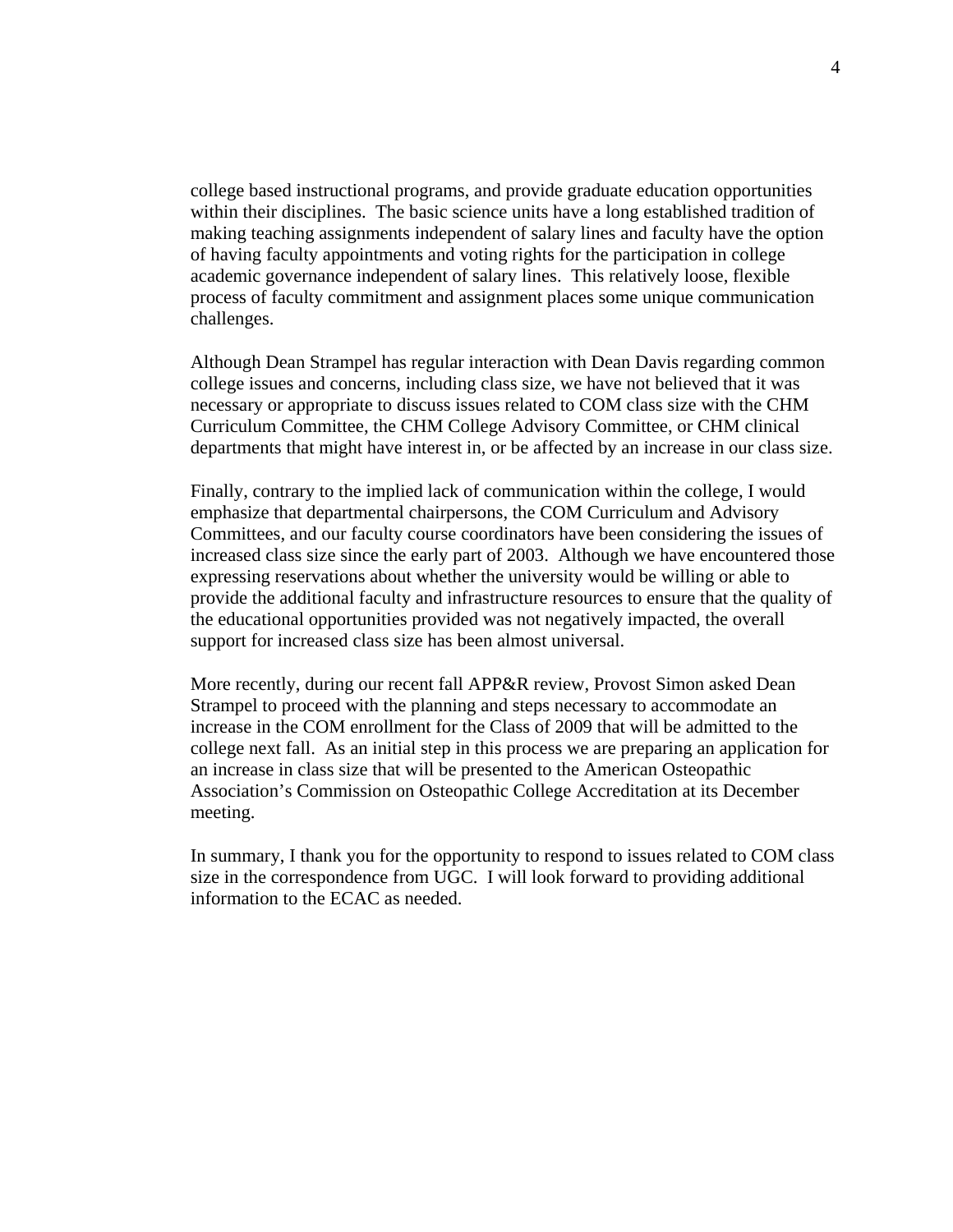college based instructional programs, and provide graduate education opportunities within their disciplines. The basic science units have a long established tradition of making teaching assignments independent of salary lines and faculty have the option of having faculty appointments and voting rights for the participation in college academic governance independent of salary lines. This relatively loose, flexible process of faculty commitment and assignment places some unique communication challenges.

Although Dean Strampel has regular interaction with Dean Davis regarding common college issues and concerns, including class size, we have not believed that it was necessary or appropriate to discuss issues related to COM class size with the CHM Curriculum Committee, the CHM College Advisory Committee, or CHM clinical departments that might have interest in, or be affected by an increase in our class size.

Finally, contrary to the implied lack of communication within the college, I would emphasize that departmental chairpersons, the COM Curriculum and Advisory Committees, and our faculty course coordinators have been considering the issues of increased class size since the early part of 2003. Although we have encountered those expressing reservations about whether the university would be willing or able to provide the additional faculty and infrastructure resources to ensure that the quality of the educational opportunities provided was not negatively impacted, the overall support for increased class size has been almost universal.

More recently, during our recent fall APP&R review, Provost Simon asked Dean Strampel to proceed with the planning and steps necessary to accommodate an increase in the COM enrollment for the Class of 2009 that will be admitted to the college next fall. As an initial step in this process we are preparing an application for an increase in class size that will be presented to the American Osteopathic Association's Commission on Osteopathic College Accreditation at its December meeting.

In summary, I thank you for the opportunity to respond to issues related to COM class size in the correspondence from UGC. I will look forward to providing additional information to the ECAC as needed.